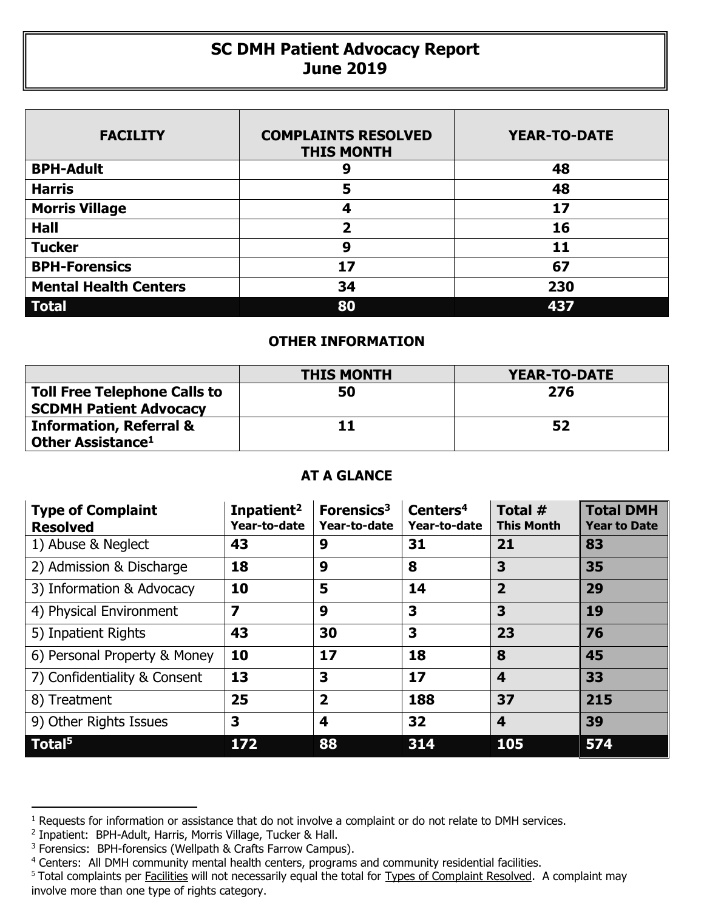# SC DMH Patient Advocacy Report
## June 2019

| FACILITY | COMPLAINTS RESOLVED THIS MONTH | YEAR-TO-DATE |
|---|---|---|
| **BPH-Adult** | **9** | **48** |
| **Harris** | **5** | **48** |
| **Morris Village** | **4** | **17** |
| **Hall** | **2** | **16** |
| **Tucker** | **9** | **11** |
| **BPH-Forensics** | **17** | **67** |
| **Mental Health Centers** | **34** | **230** |
| **Total** | **80** | **437** |

### OTHER INFORMATION

| | THIS MONTH | YEAR-TO-DATE |
|---|---|---|
| **Toll Free Telephone Calls to SCDMH Patient Advocacy** | **50** | **276** |
| **Information, Referral & Other Assistance[1]** | **11** | **52** |

### AT A GLANCE

| Type of Complaint Resolved | Inpatient[2] Year-to-date | Forensics[3] Year-to-date | Centers[4] Year-to-date | Total # This Month | Total DMH Year to Date |
|---|---|---|---|---|---|
| 1) Abuse & Neglect | **43** | **9** | **31** | **21** | **83** |
| 2) Admission & Discharge | **18** | **9** | **8** | **3** | **35** |
| 3) Information & Advocacy | **10** | **5** | **14** | **2** | **29** |
| 4) Physical Environment | **7** | **9** | **3** | **3** | **19** |
| 5) Inpatient Rights | **43** | **30** | **3** | **23** | **76** |
| 6) Personal Property & Money | **10** | **17** | **18** | **8** | **45** |
| 7) Confidentiality & Consent | **13** | **3** | **17** | **4** | **33** |
| 8) Treatment | **25** | **2** | **188** | **37** | **215** |
| 9) Other Rights Issues | **3** | **4** | **32** | **4** | **39** |
| **Total[5]** | **172** | **88** | **314** | **105** | **574** |

[1] Requests for information or assistance that do not involve a complaint or do not relate to DMH services.

[2] Inpatient: BPH-Adult, Harris, Morris Village, Tucker & Hall.

[3] Forensics: BPH-forensics (Wellpath & Crafts Farrow Campus).

[4] Centers: All DMH community mental health centers, programs and community residential facilities.

[5] Total complaints per Facilities will not necessarily equal the total for Types of Complaint Resolved. A complaint may involve more than one type of rights category.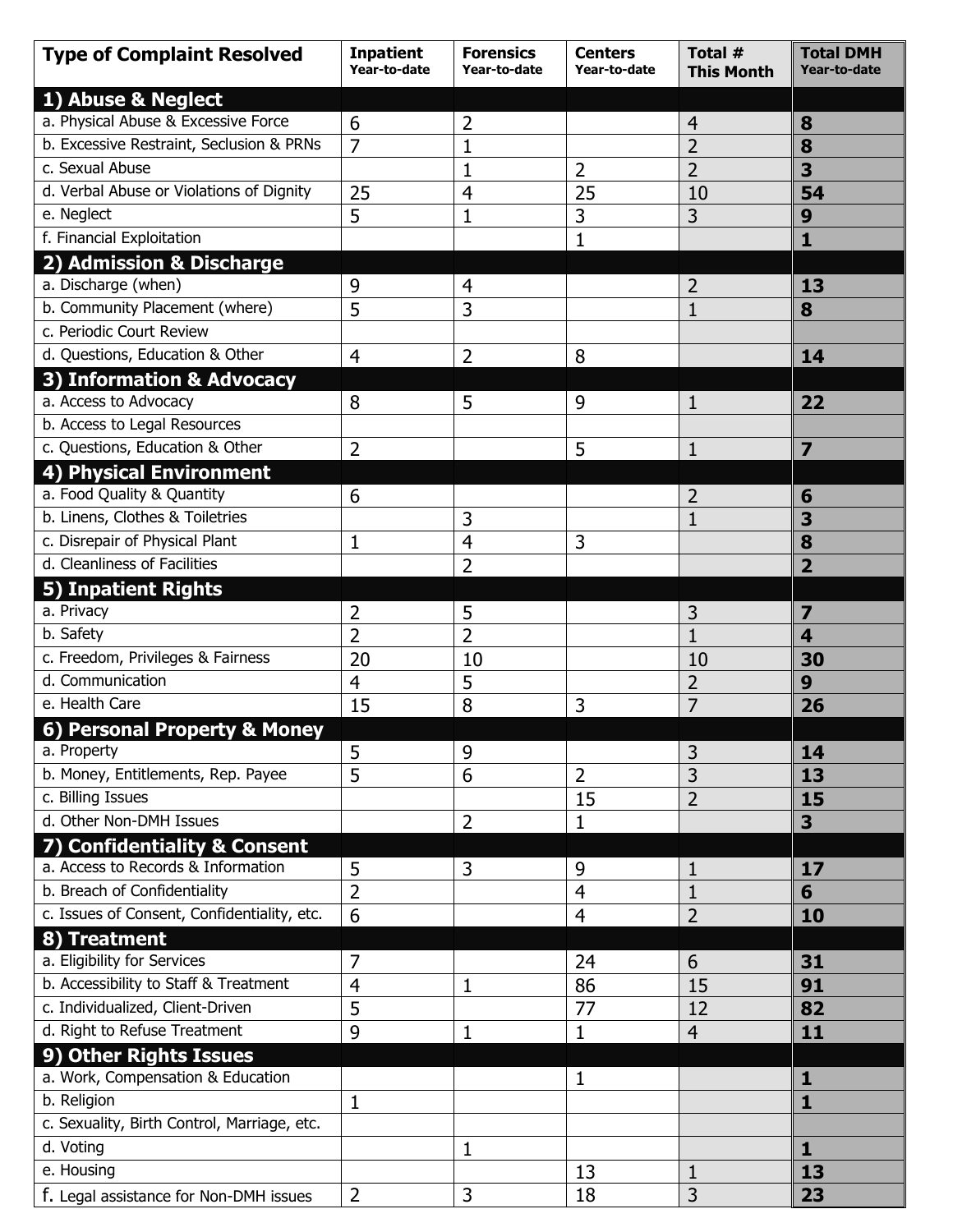| Type of Complaint Resolved | Inpatient Year-to-date | Forensics Year-to-date | Centers Year-to-date | Total # This Month | Total DMH Year-to-date |
|---|---|---|---|---|---|
| **1) Abuse & Neglect** | | | | | |
| a. Physical Abuse & Excessive Force | 6 | 2 | | 4 | **8** |
| b. Excessive Restraint, Seclusion & PRNs | 7 | 1 | | 2 | **8** |
| c. Sexual Abuse | | 1 | 2 | 2 | **3** |
| d. Verbal Abuse or Violations of Dignity | 25 | 4 | 25 | 10 | **54** |
| e. Neglect | 5 | 1 | 3 | 3 | **9** |
| f. Financial Exploitation | | | 1 | | **1** |
| **2) Admission & Discharge** | | | | | |
| a. Discharge (when) | 9 | 4 | | 2 | **13** |
| b. Community Placement (where) | 5 | 3 | | 1 | **8** |
| c. Periodic Court Review | | | | | |
| d. Questions, Education & Other | 4 | 2 | 8 | | **14** |
| **3) Information & Advocacy** | | | | | |
| a. Access to Advocacy | 8 | 5 | 9 | 1 | **22** |
| b. Access to Legal Resources | | | | | |
| c. Questions, Education & Other | 2 | | 5 | 1 | **7** |
| **4) Physical Environment** | | | | | |
| a. Food Quality & Quantity | 6 | | | 2 | **6** |
| b. Linens, Clothes & Toiletries | | 3 | | 1 | **3** |
| c. Disrepair of Physical Plant | 1 | 4 | 3 | | **8** |
| d. Cleanliness of Facilities | | 2 | | | **2** |
| **5) Inpatient Rights** | | | | | |
| a. Privacy | 2 | 5 | | 3 | **7** |
| b. Safety | 2 | 2 | | 1 | **4** |
| c. Freedom, Privileges & Fairness | 20 | 10 | | 10 | **30** |
| d. Communication | 4 | 5 | | 2 | **9** |
| e. Health Care | 15 | 8 | 3 | 7 | **26** |
| **6) Personal Property & Money** | | | | | |
| a. Property | 5 | 9 | | 3 | **14** |
| b. Money, Entitlements, Rep. Payee | 5 | 6 | 2 | 3 | **13** |
| c. Billing Issues | | | 15 | 2 | **15** |
| d. Other Non-DMH Issues | | 2 | 1 | | **3** |
| **7) Confidentiality & Consent** | | | | | |
| a. Access to Records & Information | 5 | 3 | 9 | 1 | **17** |
| b. Breach of Confidentiality | 2 | | 4 | 1 | **6** |
| c. Issues of Consent, Confidentiality, etc. | 6 | | 4 | 2 | **10** |
| **8) Treatment** | | | | | |
| a. Eligibility for Services | 7 | | 24 | 6 | **31** |
| b. Accessibility to Staff & Treatment | 4 | 1 | 86 | 15 | **91** |
| c. Individualized, Client-Driven | 5 | | 77 | 12 | **82** |
| d. Right to Refuse Treatment | 9 | 1 | 1 | 4 | **11** |
| **9) Other Rights Issues** | | | | | |
| a. Work, Compensation & Education | | | 1 | | **1** |
| b. Religion | 1 | | | | **1** |
| c. Sexuality, Birth Control, Marriage, etc. | | | | | |
| d. Voting | | 1 | | | **1** |
| e. Housing | | | 13 | 1 | **13** |
| f. Legal assistance for Non-DMH issues | 2 | 3 | 18 | 3 | **23** |